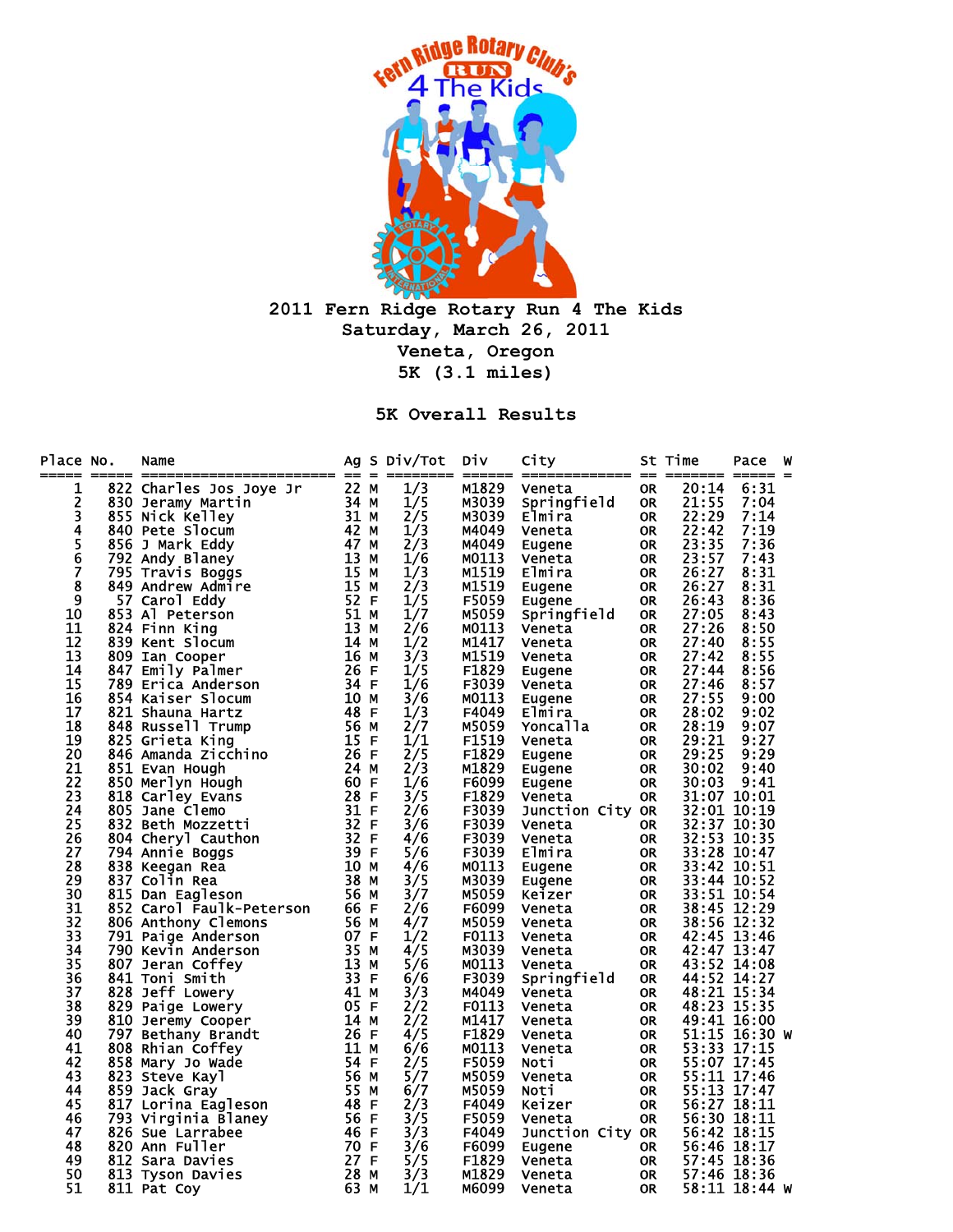# 2011 Fern Ridge Rotary Run 4 The Kids

**Saturday, March 26, 2011**

**Veneta, Oregon**

**5K (3.1 miles)**

## 5K Overall Results

| Place | No. | Name | Ag | S | Div/Tot | Div | City | St | Time | Pace | W |
|---|---|---|---|---|---|---|---|---|---|---|---|
| 1 | 822 | Charles Jos Joye Jr | 22 | M | 1/3 | M1829 | Veneta | OR | 20:14 | 6:31 | |
| 2 | 830 | Jeramy Martin | 34 | M | 1/5 | M3039 | Springfield | OR | 21:55 | 7:04 | |
| 3 | 855 | Nick Kelley | 31 | M | 2/5 | M3039 | Elmira | OR | 22:29 | 7:14 | |
| 4 | 840 | Pete Slocum | 42 | M | 1/3 | M4049 | Veneta | OR | 22:42 | 7:19 | |
| 5 | 856 | J Mark Eddy | 47 | M | 2/3 | M4049 | Eugene | OR | 23:35 | 7:36 | |
| 6 | 792 | Andy Blaney | 13 | M | 1/6 | M0113 | Veneta | OR | 23:57 | 7:43 | |
| 7 | 795 | Travis Boggs | 15 | M | 1/3 | M1519 | Elmira | OR | 26:27 | 8:31 | |
| 8 | 849 | Andrew Admire | 15 | M | 2/3 | M1519 | Eugene | OR | 26:27 | 8:31 | |
| 9 | 57 | Carol Eddy | 52 | F | 1/5 | F5059 | Eugene | OR | 26:43 | 8:36 | |
| 10 | 853 | Al Peterson | 51 | M | 1/7 | M5059 | Springfield | OR | 27:05 | 8:43 | |
| 11 | 824 | Finn King | 13 | M | 2/6 | M0113 | Veneta | OR | 27:26 | 8:50 | |
| 12 | 839 | Kent Slocum | 14 | M | 1/2 | M1417 | Veneta | OR | 27:40 | 8:55 | |
| 13 | 809 | Ian Cooper | 16 | M | 3/3 | M1519 | Veneta | OR | 27:42 | 8:55 | |
| 14 | 847 | Emily Palmer | 26 | F | 1/5 | F1829 | Eugene | OR | 27:44 | 8:56 | |
| 15 | 789 | Erica Anderson | 34 | F | 1/6 | F3039 | Veneta | OR | 27:46 | 8:57 | |
| 16 | 854 | Kaiser Slocum | 10 | M | 3/6 | M0113 | Eugene | OR | 27:55 | 9:00 | |
| 17 | 821 | Shauna Hartz | 48 | F | 1/3 | F4049 | Elmira | OR | 28:02 | 9:02 | |
| 18 | 848 | Russell Trump | 56 | M | 2/7 | M5059 | Yoncalla | OR | 28:19 | 9:07 | |
| 19 | 825 | Grieta King | 15 | F | 1/1 | F1519 | Veneta | OR | 29:21 | 9:27 | |
| 20 | 846 | Amanda Zicchino | 26 | F | 2/5 | F1829 | Eugene | OR | 29:25 | 9:29 | |
| 21 | 851 | Evan Hough | 24 | M | 2/3 | M1829 | Eugene | OR | 30:02 | 9:40 | |
| 22 | 850 | Merlyn Hough | 60 | F | 1/6 | F6099 | Eugene | OR | 30:03 | 9:41 | |
| 23 | 818 | Carley Evans | 28 | F | 3/5 | F1829 | Veneta | OR | 31:07 | 10:01 | |
| 24 | 805 | Jane Clemo | 31 | F | 2/6 | F3039 | Junction City | OR | 32:01 | 10:19 | |
| 25 | 832 | Beth Mozzetti | 32 | F | 3/6 | F3039 | Veneta | OR | 32:37 | 10:30 | |
| 26 | 804 | Cheryl Cauthon | 32 | F | 4/6 | F3039 | Veneta | OR | 32:53 | 10:35 | |
| 27 | 794 | Annie Boggs | 39 | F | 5/6 | F3039 | Elmira | OR | 33:28 | 10:47 | |
| 28 | 838 | Keegan Rea | 10 | M | 4/6 | M0113 | Eugene | OR | 33:42 | 10:51 | |
| 29 | 837 | Colin Rea | 38 | M | 3/5 | M3039 | Eugene | OR | 33:44 | 10:52 | |
| 30 | 815 | Dan Eagleson | 56 | M | 3/7 | M5059 | Keizer | OR | 33:51 | 10:54 | |
| 31 | 852 | Carol Faulk-Peterson | 66 | F | 2/6 | F6099 | Veneta | OR | 38:45 | 12:29 | |
| 32 | 806 | Anthony Clemons | 56 | M | 4/7 | M5059 | Veneta | OR | 38:56 | 12:32 | |
| 33 | 791 | Paige Anderson | 07 | F | 1/2 | F0113 | Veneta | OR | 42:45 | 13:46 | |
| 34 | 790 | Kevin Anderson | 35 | M | 4/5 | M3039 | Veneta | OR | 42:47 | 13:47 | |
| 35 | 807 | Jeran Coffey | 13 | M | 5/6 | M0113 | Veneta | OR | 43:52 | 14:08 | |
| 36 | 841 | Toni Smith | 33 | F | 6/6 | F3039 | Springfield | OR | 44:52 | 14:27 | |
| 37 | 828 | Jeff Lowery | 41 | M | 3/3 | M4049 | Veneta | OR | 48:21 | 15:34 | |
| 38 | 829 | Paige Lowery | 05 | F | 2/2 | F0113 | Veneta | OR | 48:23 | 15:35 | |
| 39 | 810 | Jeremy Cooper | 14 | M | 2/2 | M1417 | Veneta | OR | 49:41 | 16:00 | |
| 40 | 797 | Bethany Brandt | 26 | F | 4/5 | F1829 | Veneta | OR | 51:15 | 16:30 | W |
| 41 | 808 | Rhian Coffey | 11 | M | 6/6 | M0113 | Veneta | OR | 53:33 | 17:15 | |
| 42 | 858 | Mary Jo Wade | 54 | F | 2/5 | F5059 | Noti | OR | 55:07 | 17:45 | |
| 43 | 823 | Steve Kayl | 56 | M | 5/7 | M5059 | Veneta | OR | 55:11 | 17:46 | |
| 44 | 859 | Jack Gray | 55 | M | 6/7 | M5059 | Noti | OR | 55:13 | 17:47 | |
| 45 | 817 | Lorina Eagleson | 48 | F | 2/3 | F4049 | Keizer | OR | 56:27 | 18:11 | |
| 46 | 793 | Virginia Blaney | 56 | F | 3/5 | F5059 | Veneta | OR | 56:30 | 18:11 | |
| 47 | 826 | Sue Larrabee | 46 | F | 3/3 | F4049 | Junction City | OR | 56:42 | 18:15 | |
| 48 | 820 | Ann Fuller | 70 | F | 3/6 | F6099 | Eugene | OR | 56:46 | 18:17 | |
| 49 | 812 | Sara Davies | 27 | F | 5/5 | F1829 | Veneta | OR | 57:45 | 18:36 | |
| 50 | 813 | Tyson Davies | 28 | M | 3/3 | M1829 | Veneta | OR | 57:46 | 18:36 | |
| 51 | 811 | Pat Coy | 63 | M | 1/1 | M6099 | Veneta | OR | 58:11 | 18:44 | W |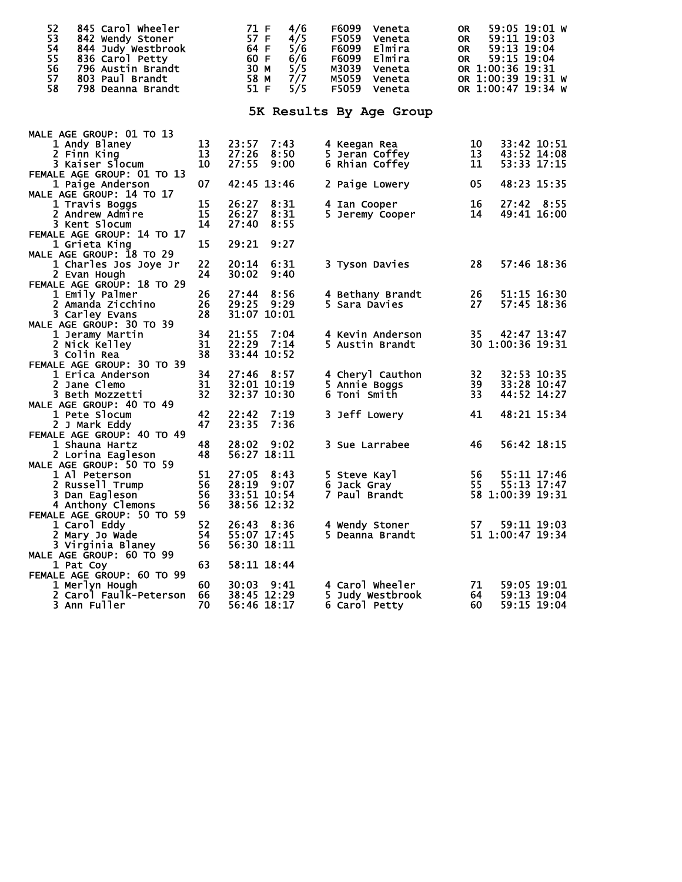| | | | | | | | | | | |
|---|---|---|---|---|---|---|---|---|---|---|
| 52 | 845 | Carol Wheeler | 71 | F | 4/6 | F6099 | Veneta | OR | 59:05 | 19:01 W |
| 53 | 842 | Wendy Stoner | 57 | F | 4/5 | F5059 | Veneta | OR | 59:11 | 19:03 |
| 54 | 844 | Judy Westbrook | 64 | F | 5/6 | F6099 | Elmira | OR | 59:13 | 19:04 |
| 55 | 836 | Carol Petty | 60 | F | 6/6 | F6099 | Elmira | OR | 59:15 | 19:04 |
| 56 | 796 | Austin Brandt | 30 | M | 5/5 | M3039 | Veneta | OR | 1:00:36 | 19:31 |
| 57 | 803 | Paul Brandt | 58 | M | 7/7 | M5059 | Veneta | OR | 1:00:39 | 19:31 W |
| 58 | 798 | Deanna Brandt | 51 | F | 5/5 | F5059 | Veneta | OR | 1:00:47 | 19:34 W |

## 5K Results By Age Group

MALE AGE GROUP: 01 TO 13

| | | | | | | | | | |
|---|---|---|---|---|---|---|---|---|---|
| 1 | Andy Blaney | 13 | 23:57 | 7:43 | 4 | Keegan Rea | 10 | 33:42 | 10:51 |
| 2 | Finn King | 13 | 27:26 | 8:50 | 5 | Jeran Coffey | 13 | 43:52 | 14:08 |
| 3 | Kaiser Slocum | 10 | 27:55 | 9:00 | 6 | Rhian Coffey | 11 | 53:33 | 17:15 |

FEMALE AGE GROUP: 01 TO 13

| | | | | | | | | | |
|---|---|---|---|---|---|---|---|---|---|
| 1 | Paige Anderson | 07 | 42:45 | 13:46 | 2 | Paige Lowery | 05 | 48:23 | 15:35 |

MALE AGE GROUP: 14 TO 17

| | | | | | | | | | |
|---|---|---|---|---|---|---|---|---|---|
| 1 | Travis Boggs | 15 | 26:27 | 8:31 | 4 | Ian Cooper | 16 | 27:42 | 8:55 |
| 2 | Andrew Admire | 15 | 26:27 | 8:31 | 5 | Jeremy Cooper | 14 | 49:41 | 16:00 |
| 3 | Kent Slocum | 14 | 27:40 | 8:55 | | | | | |

FEMALE AGE GROUP: 14 TO 17

| | | | | |
|---|---|---|---|---|
| 1 | Grieta King | 15 | 29:21 | 9:27 |

MALE AGE GROUP: 18 TO 29

| | | | | | | | | | |
|---|---|---|---|---|---|---|---|---|---|
| 1 | Charles Jos Joye Jr | 22 | 20:14 | 6:31 | 3 | Tyson Davies | 28 | 57:46 | 18:36 |
| 2 | Evan Hough | 24 | 30:02 | 9:40 | | | | | |

FEMALE AGE GROUP: 18 TO 29

| | | | | | | | | | |
|---|---|---|---|---|---|---|---|---|---|
| 1 | Emily Palmer | 26 | 27:44 | 8:56 | 4 | Bethany Brandt | 26 | 51:15 | 16:30 |
| 2 | Amanda Zicchino | 26 | 29:25 | 9:29 | 5 | Sara Davies | 27 | 57:45 | 18:36 |
| 3 | Carley Evans | 28 | 31:07 | 10:01 | | | | | |

MALE AGE GROUP: 30 TO 39

| | | | | | | | | | |
|---|---|---|---|---|---|---|---|---|---|
| 1 | Jeramy Martin | 34 | 21:55 | 7:04 | 4 | Kevin Anderson | 35 | 42:47 | 13:47 |
| 2 | Nick Kelley | 31 | 22:29 | 7:14 | 5 | Austin Brandt | 30 | 1:00:36 | 19:31 |
| 3 | Colin Rea | 38 | 33:44 | 10:52 | | | | | |

FEMALE AGE GROUP: 30 TO 39

| | | | | | | | | | |
|---|---|---|---|---|---|---|---|---|---|
| 1 | Erica Anderson | 34 | 27:46 | 8:57 | 4 | Cheryl Cauthon | 32 | 32:53 | 10:35 |
| 2 | Jane Clemo | 31 | 32:01 | 10:19 | 5 | Annie Boggs | 39 | 33:28 | 10:47 |
| 3 | Beth Mozzetti | 32 | 32:37 | 10:30 | 6 | Toni Smith | 33 | 44:52 | 14:27 |

MALE AGE GROUP: 40 TO 49

| | | | | | | | | | |
|---|---|---|---|---|---|---|---|---|---|
| 1 | Pete Slocum | 42 | 22:42 | 7:19 | 3 | Jeff Lowery | 41 | 48:21 | 15:34 |
| 2 | J Mark Eddy | 47 | 23:35 | 7:36 | | | | | |

FEMALE AGE GROUP: 40 TO 49

| | | | | | | | | | |
|---|---|---|---|---|---|---|---|---|---|
| 1 | Shauna Hartz | 48 | 28:02 | 9:02 | 3 | Sue Larrabee | 46 | 56:42 | 18:15 |
| 2 | Lorina Eagleson | 48 | 56:27 | 18:11 | | | | | |

MALE AGE GROUP: 50 TO 59

| | | | | | | | | | |
|---|---|---|---|---|---|---|---|---|---|
| 1 | Al Peterson | 51 | 27:05 | 8:43 | 5 | Steve Kayl | 56 | 55:11 | 17:46 |
| 2 | Russell Trump | 56 | 28:19 | 9:07 | 6 | Jack Gray | 55 | 55:13 | 17:47 |
| 3 | Dan Eagleson | 56 | 33:51 | 10:54 | 7 | Paul Brandt | 58 | 1:00:39 | 19:31 |
| 4 | Anthony Clemons | 56 | 38:56 | 12:32 | | | | | |

FEMALE AGE GROUP: 50 TO 59

| | | | | | | | | | |
|---|---|---|---|---|---|---|---|---|---|
| 1 | Carol Eddy | 52 | 26:43 | 8:36 | 4 | Wendy Stoner | 57 | 59:11 | 19:03 |
| 2 | Mary Jo Wade | 54 | 55:07 | 17:45 | 5 | Deanna Brandt | 51 | 1:00:47 | 19:34 |
| 3 | Virginia Blaney | 56 | 56:30 | 18:11 | | | | | |

MALE AGE GROUP: 60 TO 99

| | | | | |
|---|---|---|---|---|
| 1 | Pat Coy | 63 | 58:11 | 18:44 |

FEMALE AGE GROUP: 60 TO 99

| | | | | | | | | | |
|---|---|---|---|---|---|---|---|---|---|
| 1 | Merlyn Hough | 60 | 30:03 | 9:41 | 4 | Carol Wheeler | 71 | 59:05 | 19:01 |
| 2 | Carol Faulk-Peterson | 66 | 38:45 | 12:29 | 5 | Judy Westbrook | 64 | 59:13 | 19:04 |
| 3 | Ann Fuller | 70 | 56:46 | 18:17 | 6 | Carol Petty | 60 | 59:15 | 19:04 |